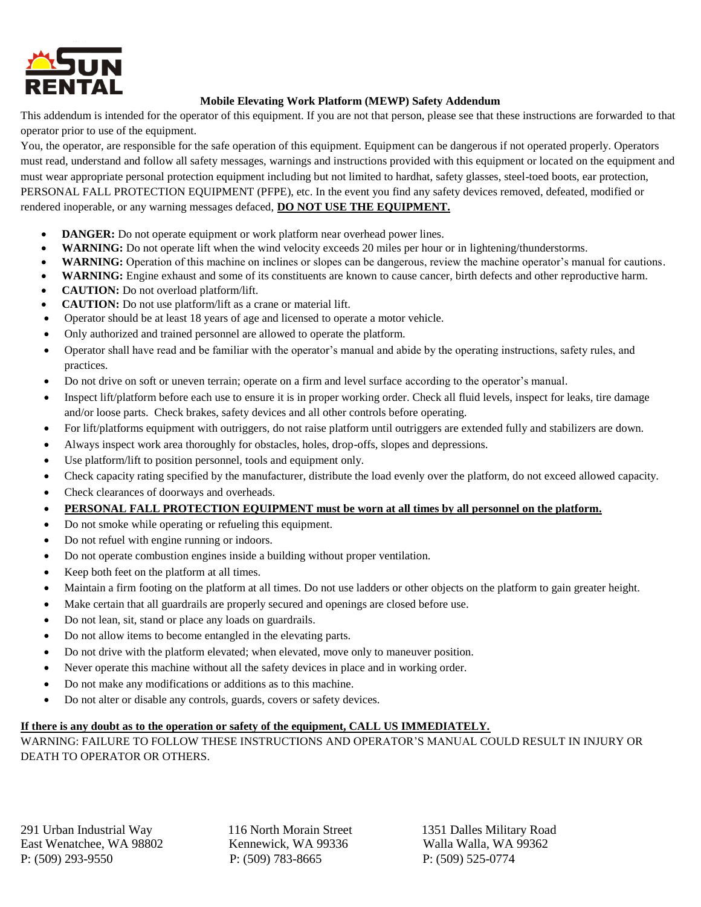SUN RENTAL

**Mobile Elevating Work Platform (MEWP) Safety Addendum**

This addendum is intended for the operator of this equipment. If you are not that person, please see that these instructions are forwarded to that operator prior to use of the equipment.

You, the operator, are responsible for the safe operation of this equipment. Equipment can be dangerous if not operated properly. Operators must read, understand and follow all safety messages, warnings and instructions provided with this equipment or located on the equipment and must wear appropriate personal protection equipment including but not limited to hardhat, safety glasses, steel-toed boots, ear protection, PERSONAL FALL PROTECTION EQUIPMENT (PFPE), etc. In the event you find any safety devices removed, defeated, modified or rendered inoperable, or any warning messages defaced, **DO NOT USE THE EQUIPMENT.**

- **DANGER:** Do not operate equipment or work platform near overhead power lines.
- **WARNING:** Do not operate lift when the wind velocity exceeds 20 miles per hour or in lightening/thunderstorms.
- **WARNING:** Operation of this machine on inclines or slopes can be dangerous, review the machine operator's manual for cautions.
- **WARNING:** Engine exhaust and some of its constituents are known to cause cancer, birth defects and other reproductive harm.
- **CAUTION:** Do not overload platform/lift.
- **CAUTION:** Do not use platform/lift as a crane or material lift.
- Operator should be at least 18 years of age and licensed to operate a motor vehicle.
- Only authorized and trained personnel are allowed to operate the platform.
- Operator shall have read and be familiar with the operator's manual and abide by the operating instructions, safety rules, and practices.
- Do not drive on soft or uneven terrain; operate on a firm and level surface according to the operator's manual.
- Inspect lift/platform before each use to ensure it is in proper working order. Check all fluid levels, inspect for leaks, tire damage and/or loose parts. Check brakes, safety devices and all other controls before operating.
- For lift/platforms equipment with outriggers, do not raise platform until outriggers are extended fully and stabilizers are down.
- Always inspect work area thoroughly for obstacles, holes, drop-offs, slopes and depressions.
- Use platform/lift to position personnel, tools and equipment only.
- Check capacity rating specified by the manufacturer, distribute the load evenly over the platform, do not exceed allowed capacity.
- Check clearances of doorways and overheads.
- **PERSONAL FALL PROTECTION EQUIPMENT must be worn at all times by all personnel on the platform.**
- Do not smoke while operating or refueling this equipment.
- Do not refuel with engine running or indoors.
- Do not operate combustion engines inside a building without proper ventilation.
- Keep both feet on the platform at all times.
- Maintain a firm footing on the platform at all times. Do not use ladders or other objects on the platform to gain greater height.
- Make certain that all guardrails are properly secured and openings are closed before use.
- Do not lean, sit, stand or place any loads on guardrails.
- Do not allow items to become entangled in the elevating parts.
- Do not drive with the platform elevated; when elevated, move only to maneuver position.
- Never operate this machine without all the safety devices in place and in working order.
- Do not make any modifications or additions as to this machine.
- Do not alter or disable any controls, guards, covers or safety devices.

**If there is any doubt as to the operation or safety of the equipment, CALL US IMMEDIATELY.**

WARNING: FAILURE TO FOLLOW THESE INSTRUCTIONS AND OPERATOR'S MANUAL COULD RESULT IN INJURY OR DEATH TO OPERATOR OR OTHERS.

291 Urban Industrial Way
East Wenatchee, WA 98802
P: (509) 293-9550

116 North Morain Street
Kennewick, WA 99336
P: (509) 783-8665

1351 Dalles Military Road
Walla Walla, WA 99362
P: (509) 525-0774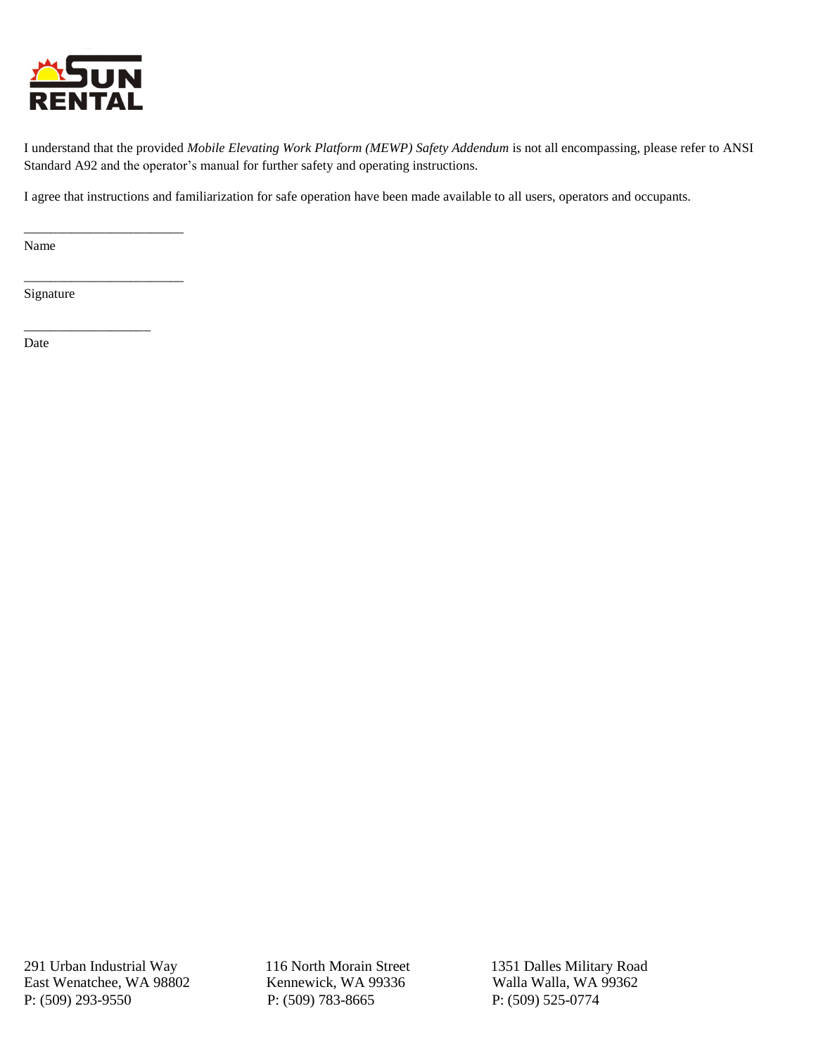SUN RENTAL

I understand that the provided *Mobile Elevating Work Platform (MEWP) Safety Addendum* is not all encompassing, please refer to ANSI Standard A92 and the operator's manual for further safety and operating instructions.

I agree that instructions and familiarization for safe operation have been made available to all users, operators and occupants.

________________________

Name

________________________

Signature

____________________

Date

291 Urban Industrial Way
East Wenatchee, WA 98802
P: (509) 293-9550

116 North Morain Street
Kennewick, WA 99336
P: (509) 783-8665

1351 Dalles Military Road
Walla Walla, WA 99362
P: (509) 525-0774